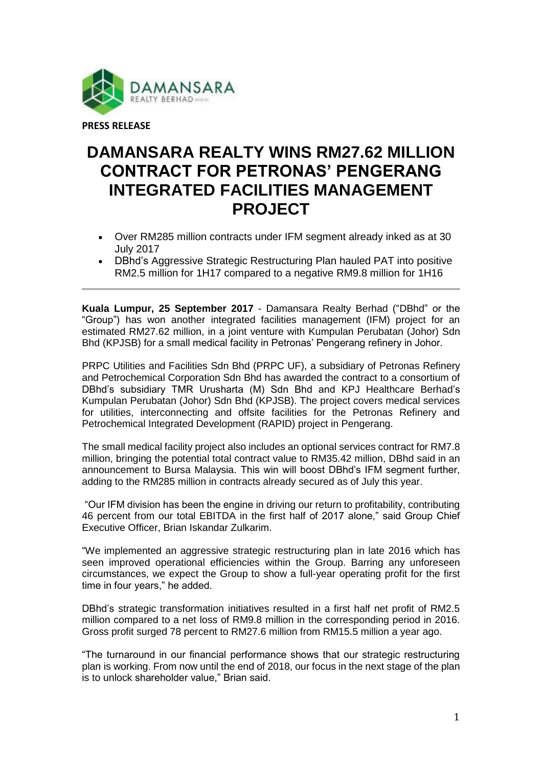**PRESS RELEASE**

# DAMANSARA REALTY WINS RM27.62 MILLION CONTRACT FOR PETRONAS' PENGERANG INTEGRATED FACILITIES MANAGEMENT PROJECT

- Over RM285 million contracts under IFM segment already inked as at 30 July 2017
- DBhd's Aggressive Strategic Restructuring Plan hauled PAT into positive RM2.5 million for 1H17 compared to a negative RM9.8 million for 1H16

---

**Kuala Lumpur, 25 September 2017** - Damansara Realty Berhad ("DBhd" or the "Group") has won another integrated facilities management (IFM) project for an estimated RM27.62 million, in a joint venture with Kumpulan Perubatan (Johor) Sdn Bhd (KPJSB) for a small medical facility in Petronas' Pengerang refinery in Johor.

PRPC Utilities and Facilities Sdn Bhd (PRPC UF), a subsidiary of Petronas Refinery and Petrochemical Corporation Sdn Bhd has awarded the contract to a consortium of DBhd's subsidiary TMR Urusharta (M) Sdn Bhd and KPJ Healthcare Berhad's Kumpulan Perubatan (Johor) Sdn Bhd (KPJSB). The project covers medical services for utilities, interconnecting and offsite facilities for the Petronas Refinery and Petrochemical Integrated Development (RAPID) project in Pengerang.

The small medical facility project also includes an optional services contract for RM7.8 million, bringing the potential total contract value to RM35.42 million, DBhd said in an announcement to Bursa Malaysia. This win will boost DBhd's IFM segment further, adding to the RM285 million in contracts already secured as of July this year.

"Our IFM division has been the engine in driving our return to profitability, contributing 46 percent from our total EBITDA in the first half of 2017 alone," said Group Chief Executive Officer, Brian Iskandar Zulkarim.

"We implemented an aggressive strategic restructuring plan in late 2016 which has seen improved operational efficiencies within the Group. Barring any unforeseen circumstances, we expect the Group to show a full-year operating profit for the first time in four years," he added.

DBhd's strategic transformation initiatives resulted in a first half net profit of RM2.5 million compared to a net loss of RM9.8 million in the corresponding period in 2016. Gross profit surged 78 percent to RM27.6 million from RM15.5 million a year ago.

"The turnaround in our financial performance shows that our strategic restructuring plan is working. From now until the end of 2018, our focus in the next stage of the plan is to unlock shareholder value," Brian said.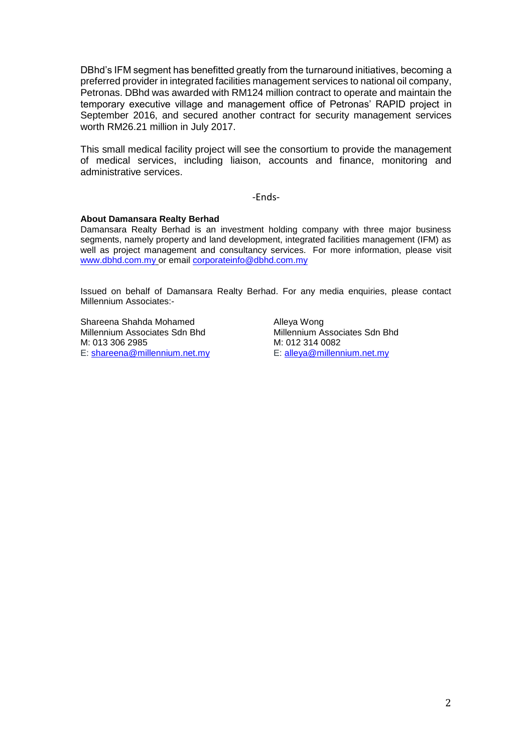DBhd's IFM segment has benefitted greatly from the turnaround initiatives, becoming a preferred provider in integrated facilities management services to national oil company, Petronas. DBhd was awarded with RM124 million contract to operate and maintain the temporary executive village and management office of Petronas' RAPID project in September 2016, and secured another contract for security management services worth RM26.21 million in July 2017.

This small medical facility project will see the consortium to provide the management of medical services, including liaison, accounts and finance, monitoring and administrative services.

-Ends-

**About Damansara Realty Berhad**

Damansara Realty Berhad is an investment holding company with three major business segments, namely property and land development, integrated facilities management (IFM) as well as project management and consultancy services. For more information, please visit www.dbhd.com.my or email corporateinfo@dbhd.com.my

Issued on behalf of Damansara Realty Berhad. For any media enquiries, please contact Millennium Associates:-

Shareena Shahda Mohamed
Millennium Associates Sdn Bhd
M: 013 306 2985
E: shareena@millennium.net.my

Alleya Wong
Millennium Associates Sdn Bhd
M: 012 314 0082
E: alleya@millennium.net.my